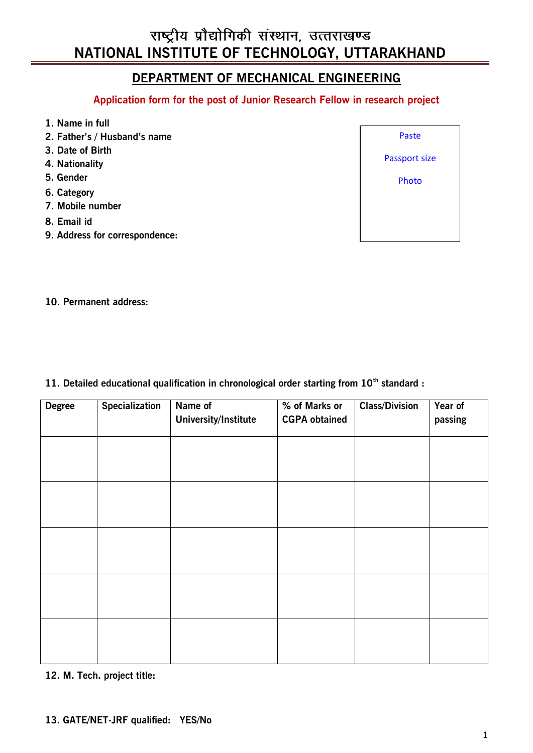# राष्ट्रीय प्रौद्योगिकी संस्थान, उत्तराखण्ड
# NATIONAL INSTITUTE OF TECHNOLOGY, UTTARAKHAND

## DEPARTMENT OF MECHANICAL ENGINEERING

**Application form for the post of Junior Research Fellow in research project**

Paste

Passport size

Photo

1. **Name in full**
2. **Father's / Husband's name**
3. **Date of Birth**
4. **Nationality**
5. **Gender**
6. **Category**
7. **Mobile number**
8. **Email id**
9. **Address for correspondence:**

10. **Permanent address:**

11. **Detailed educational qualification in chronological order starting from 10th standard :**

| Degree | Specialization | Name of University/Institute | % of Marks or CGPA obtained | Class/Division | Year of passing |
|---|---|---|---|---|---|
| | | | | | |
| | | | | | |
| | | | | | |
| | | | | | |
| | | | | | |

12. **M. Tech. project title:**

13. **GATE/NET-JRF qualified: YES/No**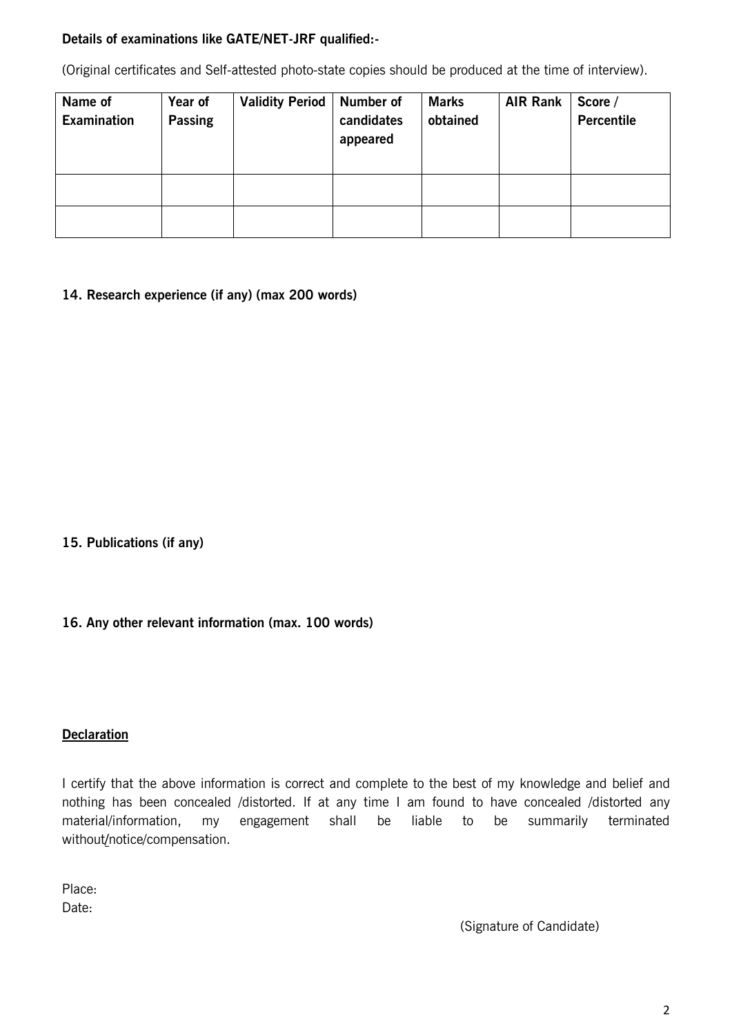**Details of examinations like GATE/NET-JRF qualified:-**

(Original certificates and Self-attested photo-state copies should be produced at the time of interview).

| Name of Examination | Year of Passing | Validity Period | Number of candidates appeared | Marks obtained | AIR Rank | Score / Percentile |
|---|---|---|---|---|---|---|
| | | | | | | |
| | | | | | | |

**14. Research experience (if any) (max 200 words)**

**15. Publications (if any)**

**16. Any other relevant information (max. 100 words)**

**Declaration**

I certify that the above information is correct and complete to the best of my knowledge and belief and nothing has been concealed /distorted. If at any time I am found to have concealed /distorted any material/information, my engagement shall be liable to be summarily terminated without/notice/compensation.

Place:

Date:

(Signature of Candidate)